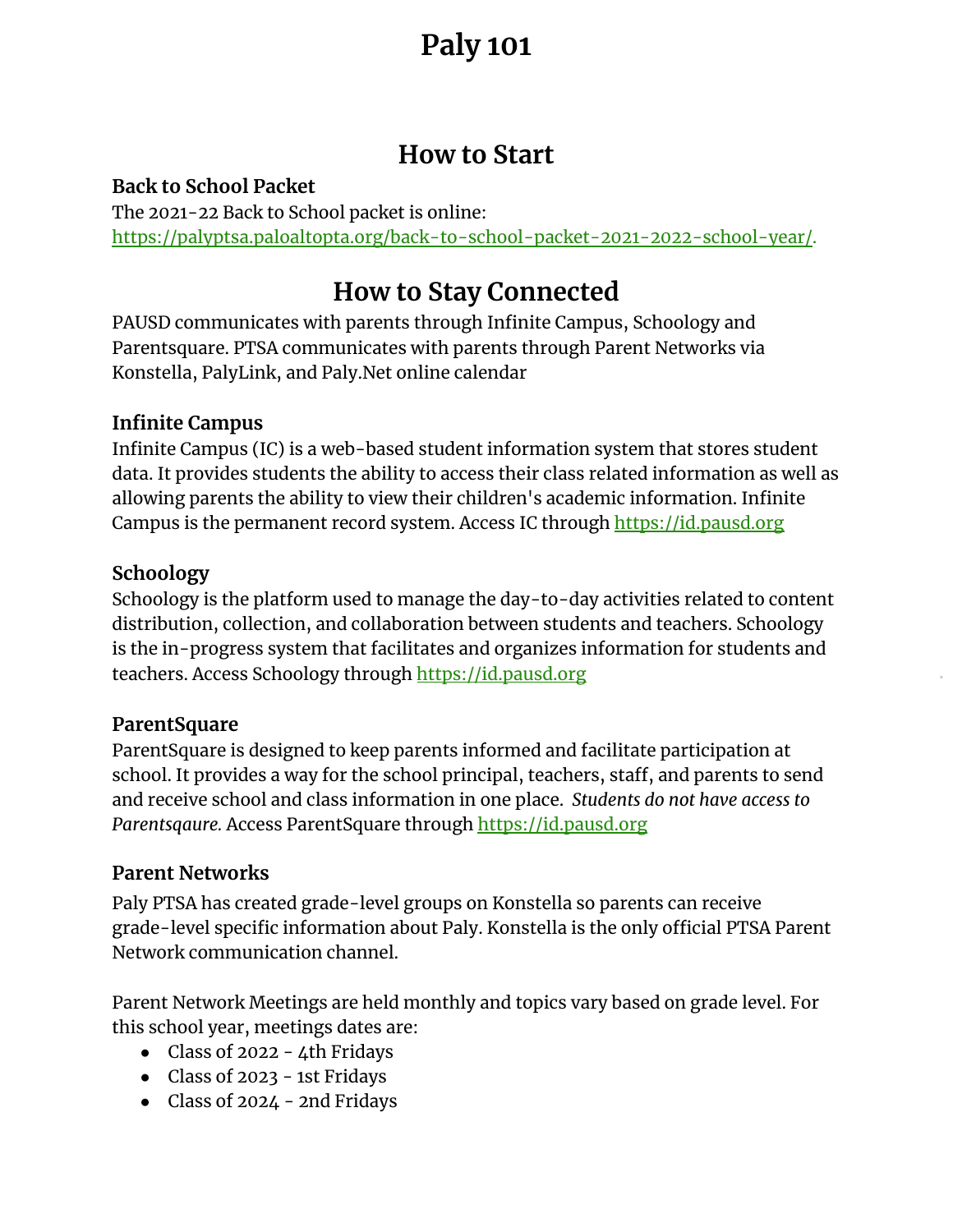# Paly 101

## How to Start

### Back to School Packet

The 2021-22 Back to School packet is online: https://palyptsa.paloaltopta.org/back-to-school-packet-2021-2022-school-year/.

## How to Stay Connected

PAUSD communicates with parents through Infinite Campus, Schoology and Parentsquare. PTSA communicates with parents through Parent Networks via Konstella, PalyLink, and Paly.Net online calendar

### Infinite Campus

Infinite Campus (IC) is a web-based student information system that stores student data. It provides students the ability to access their class related information as well as allowing parents the ability to view their children's academic information. Infinite Campus is the permanent record system. Access IC through https://id.pausd.org

### Schoology

Schoology is the platform used to manage the day-to-day activities related to content distribution, collection, and collaboration between students and teachers. Schoology is the in-progress system that facilitates and organizes information for students and teachers. Access Schoology through https://id.pausd.org

### ParentSquare

ParentSquare is designed to keep parents informed and facilitate participation at school. It provides a way for the school principal, teachers, staff, and parents to send and receive school and class information in one place. *Students do not have access to Parentsqaure.* Access ParentSquare through https://id.pausd.org

### Parent Networks

Paly PTSA has created grade-level groups on Konstella so parents can receive grade-level specific information about Paly. Konstella is the only official PTSA Parent Network communication channel.

Parent Network Meetings are held monthly and topics vary based on grade level. For this school year, meetings dates are:

- Class of 2022 - 4th Fridays
- Class of 2023 - 1st Fridays
- Class of 2024 - 2nd Fridays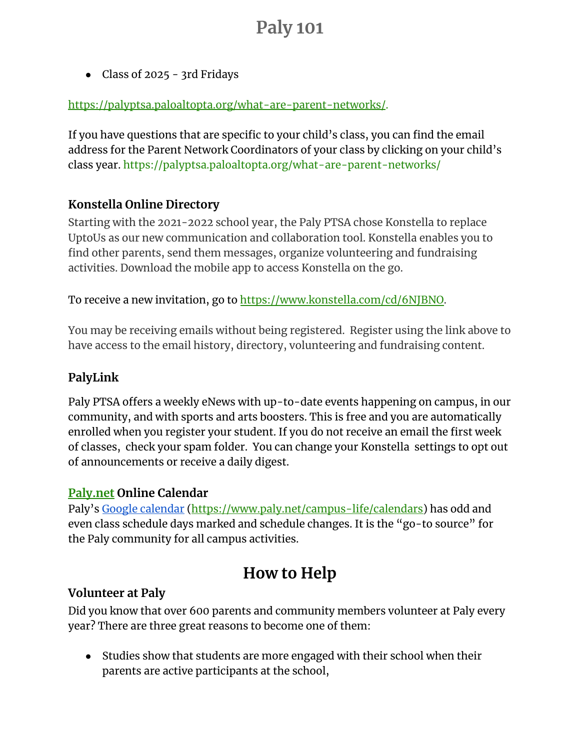- Class of 2025 - 3rd Fridays

[https://palyptsa.paloaltopta.org/what-are-parent-networks/](https://palyptsa.paloaltopta.org/what-are-parent-networks/).

If you have questions that are specific to your child's class, you can find the email address for the Parent Network Coordinators of your class by clicking on your child's class year. https://palyptsa.paloaltopta.org/what-are-parent-networks/

### Konstella Online Directory

Starting with the 2021-2022 school year, the Paly PTSA chose Konstella to replace UptoUs as our new communication and collaboration tool. Konstella enables you to find other parents, send them messages, organize volunteering and fundraising activities. Download the mobile app to access Konstella on the go.

To receive a new invitation, go to [https://www.konstella.com/cd/6NJBNO](https://www.konstella.com/cd/6NJBNO).

You may be receiving emails without being registered. Register using the link above to have access to the email history, directory, volunteering and fundraising content.

### PalyLink

Paly PTSA offers a weekly eNews with up-to-date events happening on campus, in our community, and with sports and arts boosters. This is free and you are automatically enrolled when you register your student. If you do not receive an email the first week of classes, check your spam folder. You can change your Konstella settings to opt out of announcements or receive a daily digest.

### [Paly.net](https://www.paly.net) Online Calendar

Paly's [Google calendar](https://www.paly.net/campus-life/calendars) ([https://www.paly.net/campus-life/calendars](https://www.paly.net/campus-life/calendars)) has odd and even class schedule days marked and schedule changes. It is the "go-to source" for the Paly community for all campus activities.

## How to Help

### Volunteer at Paly

Did you know that over 600 parents and community members volunteer at Paly every year? There are three great reasons to become one of them:

- Studies show that students are more engaged with their school when their parents are active participants at the school,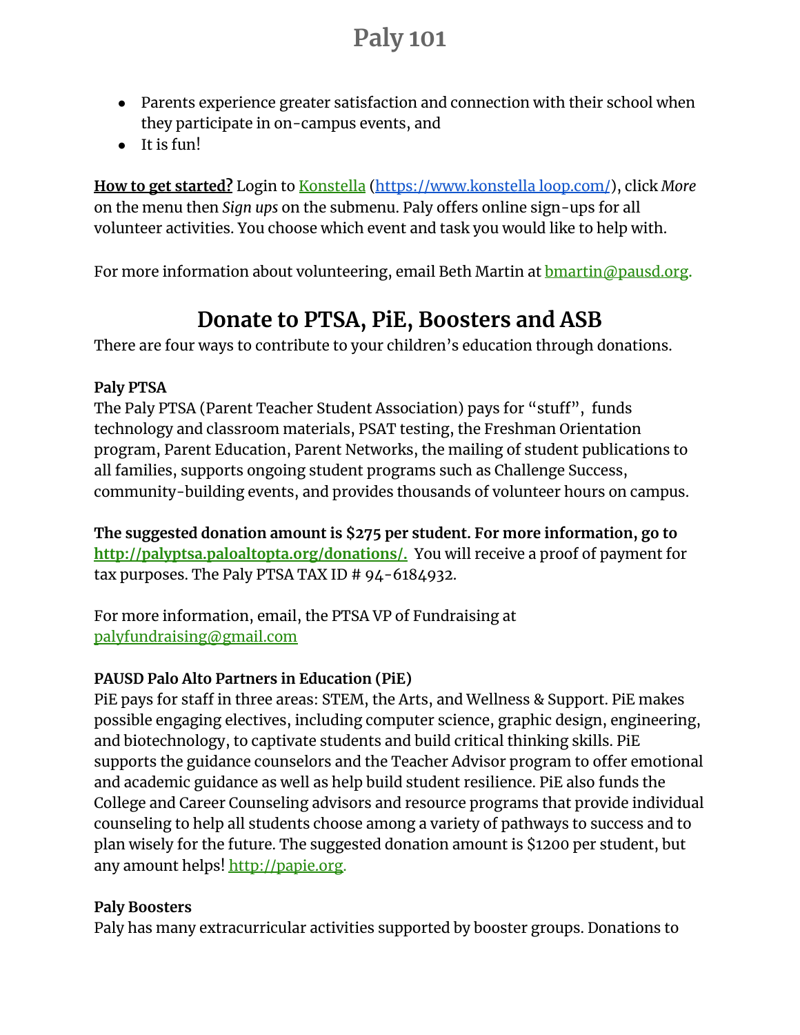- Parents experience greater satisfaction and connection with their school when they participate in on-campus events, and
- It is fun!

**How to get started?** Login to [Konstella](https://www.konstella loop.com/) (https://www.konstella loop.com/), click *More* on the menu then *Sign ups* on the submenu. Paly offers online sign-ups for all volunteer activities. You choose which event and task you would like to help with.

For more information about volunteering, email Beth Martin at bmartin@pausd.org.

## Donate to PTSA, PiE, Boosters and ASB

There are four ways to contribute to your children's education through donations.

**Paly PTSA**

The Paly PTSA (Parent Teacher Student Association) pays for "stuff", funds technology and classroom materials, PSAT testing, the Freshman Orientation program, Parent Education, Parent Networks, the mailing of student publications to all families, supports ongoing student programs such as Challenge Success, community-building events, and provides thousands of volunteer hours on campus.

**The suggested donation amount is $275 per student. For more information, go to http://palyptsa.paloaltopta.org/donations/.** You will receive a proof of payment for tax purposes. The Paly PTSA TAX ID # 94-6184932.

For more information, email, the PTSA VP of Fundraising at palyfundraising@gmail.com

**PAUSD Palo Alto Partners in Education (PiE)**

PiE pays for staff in three areas: STEM, the Arts, and Wellness & Support. PiE makes possible engaging electives, including computer science, graphic design, engineering, and biotechnology, to captivate students and build critical thinking skills. PiE supports the guidance counselors and the Teacher Advisor program to offer emotional and academic guidance as well as help build student resilience. PiE also funds the College and Career Counseling advisors and resource programs that provide individual counseling to help all students choose among a variety of pathways to success and to plan wisely for the future. The suggested donation amount is $1200 per student, but any amount helps! http://papie.org.

**Paly Boosters**

Paly has many extracurricular activities supported by booster groups. Donations to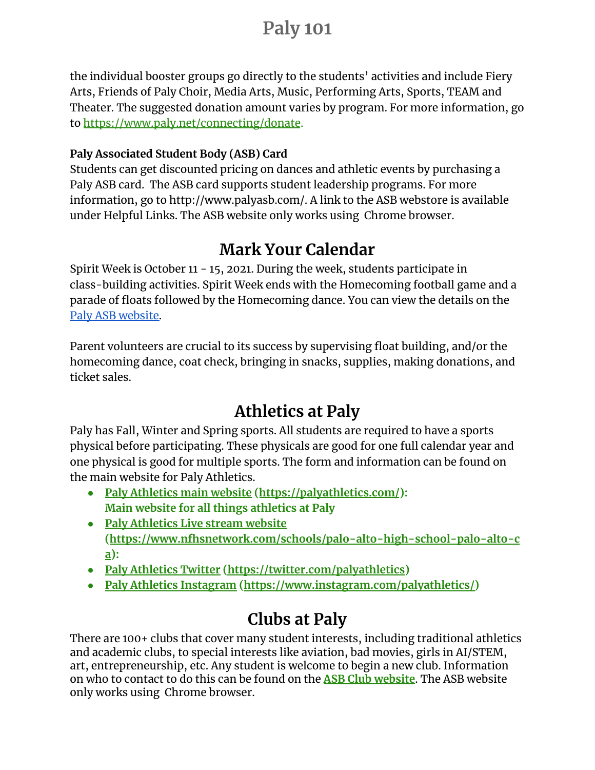the individual booster groups go directly to the students' activities and include Fiery Arts, Friends of Paly Choir, Media Arts, Music, Performing Arts, Sports, TEAM and Theater. The suggested donation amount varies by program. For more information, go to https://www.paly.net/connecting/donate.

**Paly Associated Student Body (ASB) Card**

Students can get discounted pricing on dances and athletic events by purchasing a Paly ASB card. The ASB card supports student leadership programs. For more information, go to http://www.palyasb.com/. A link to the ASB webstore is available under Helpful Links. The ASB website only works using Chrome browser.

## Mark Your Calendar

Spirit Week is October 11 - 15, 2021. During the week, students participate in class-building activities. Spirit Week ends with the Homecoming football game and a parade of floats followed by the Homecoming dance. You can view the details on the Paly ASB website.

Parent volunteers are crucial to its success by supervising float building, and/or the homecoming dance, coat check, bringing in snacks, supplies, making donations, and ticket sales.

## Athletics at Paly

Paly has Fall, Winter and Spring sports. All students are required to have a sports physical before participating. These physicals are good for one full calendar year and one physical is good for multiple sports. The form and information can be found on the main website for Paly Athletics.

- **Paly Athletics main website (https://palyathletics.com/): Main website for all things athletics at Paly**
- **Paly Athletics Live stream website (https://www.nfhsnetwork.com/schools/palo-alto-high-school-palo-alto-ca):**
- **Paly Athletics Twitter (https://twitter.com/palyathletics)**
- **Paly Athletics Instagram (https://www.instagram.com/palyathletics/)**

## Clubs at Paly

There are 100+ clubs that cover many student interests, including traditional athletics and academic clubs, to special interests like aviation, bad movies, girls in AI/STEM, art, entrepreneurship, etc. Any student is welcome to begin a new club. Information on who to contact to do this can be found on the **ASB Club website**. The ASB website only works using Chrome browser.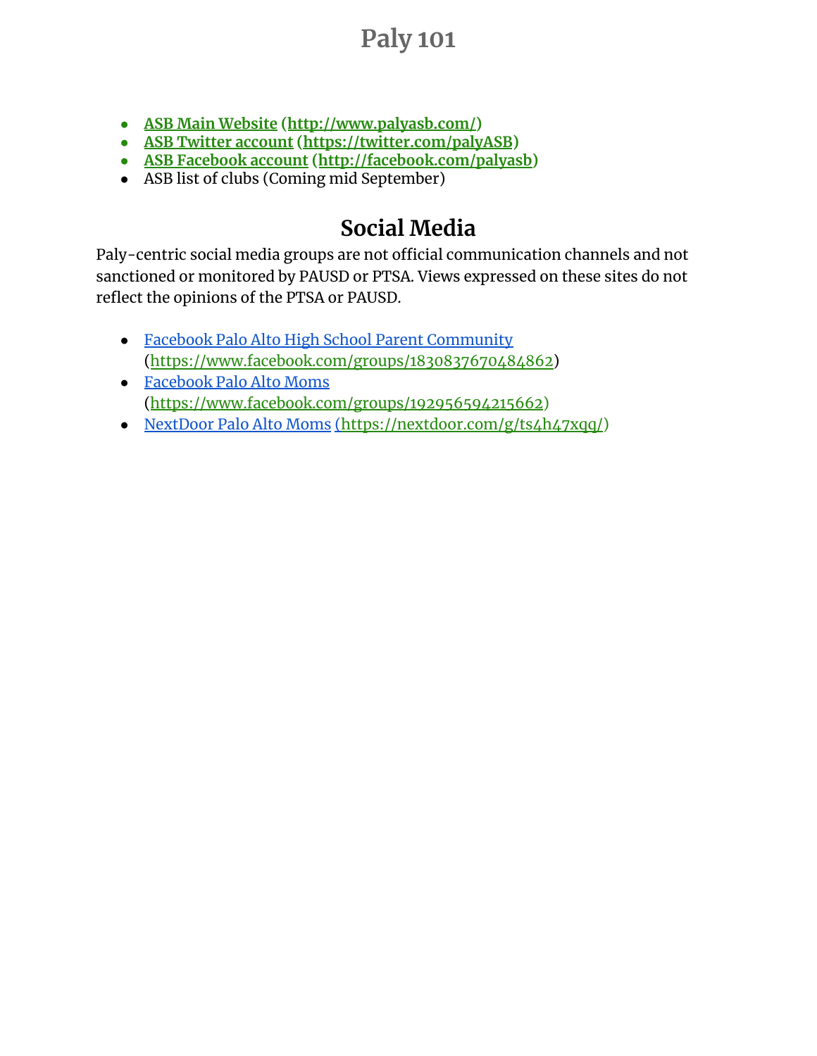- **ASB Main Website (http://www.palyasb.com/)**
- **ASB Twitter account (https://twitter.com/palyASB)**
- **ASB Facebook account (http://facebook.com/palyasb)**
- ASB list of clubs (Coming mid September)

## Social Media

Paly-centric social media groups are not official communication channels and not sanctioned or monitored by PAUSD or PTSA. Views expressed on these sites do not reflect the opinions of the PTSA or PAUSD.

- Facebook Palo Alto High School Parent Community (https://www.facebook.com/groups/1830837670484862)
- Facebook Palo Alto Moms (https://www.facebook.com/groups/192956594215662)
- NextDoor Palo Alto Moms (https://nextdoor.com/g/ts4h47xqq/)